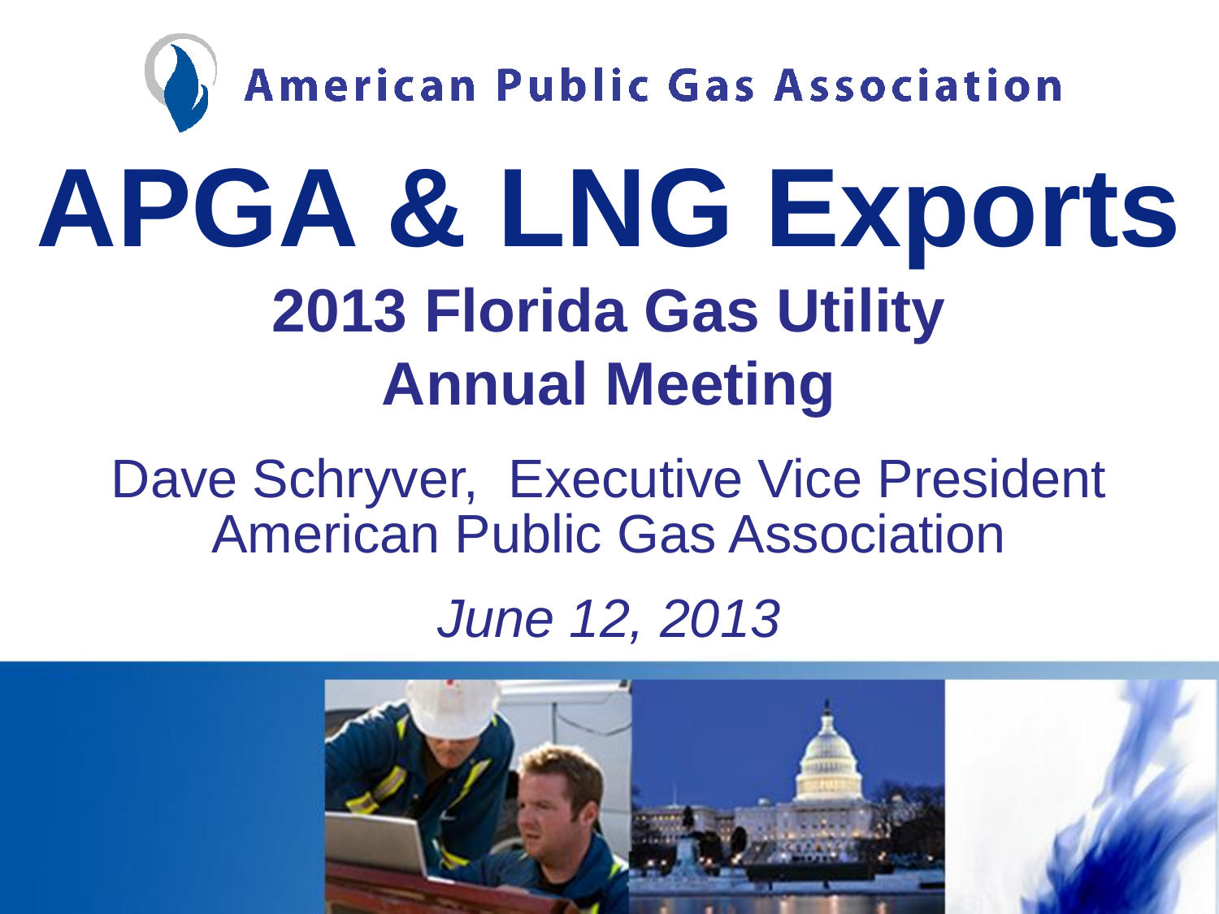American Public Gas Association

# APGA & LNG Exports

## 2013 Florida Gas Utility Annual Meeting

Dave Schryver, Executive Vice President
American Public Gas Association

*June 12, 2013*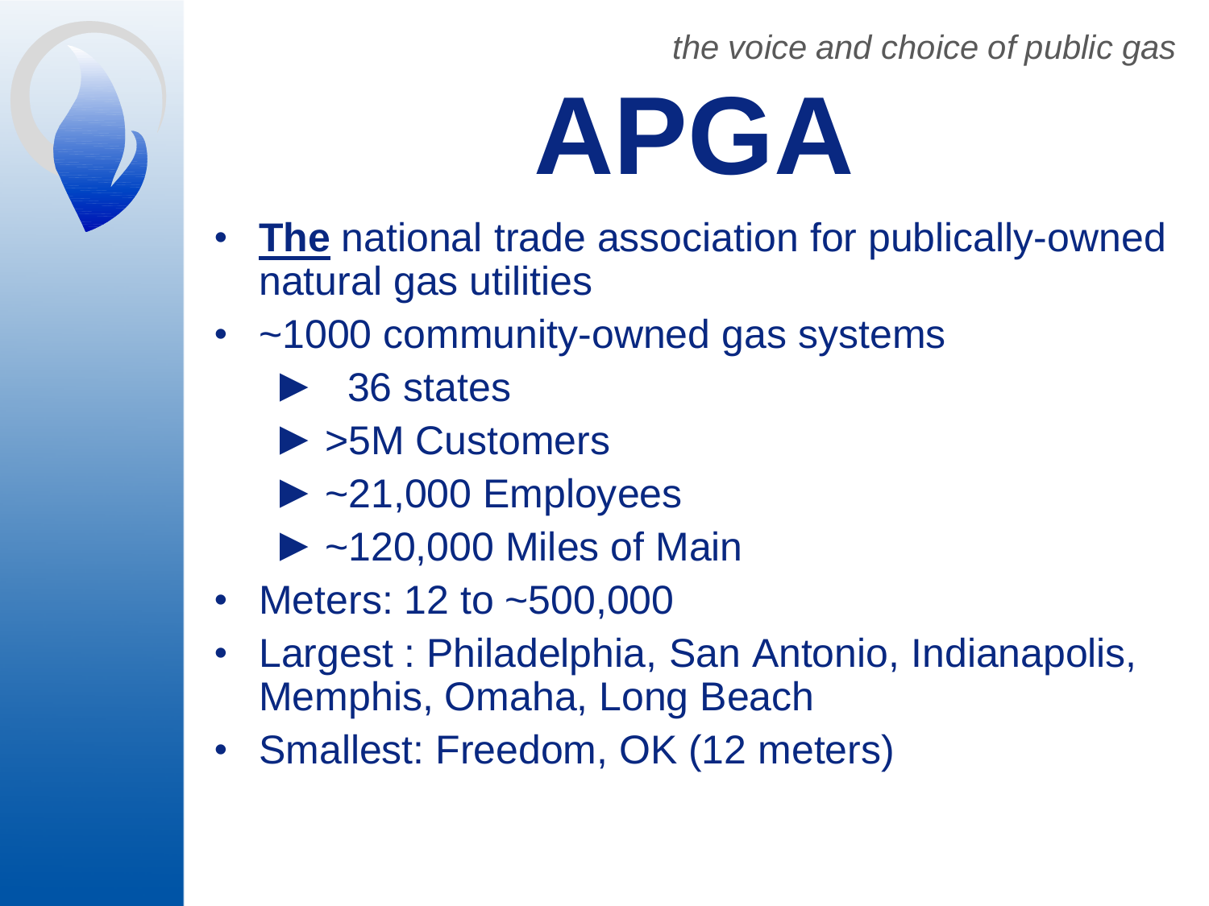*the voice and choice of public gas*

# APGA

- **<u>The</u>** national trade association for publically-owned natural gas utilities
- ~1000 community-owned gas systems
  - ► 36 states
  - ► >5M Customers
  - ► ~21,000 Employees
  - ► ~120,000 Miles of Main
- Meters: 12 to ~500,000
- Largest : Philadelphia, San Antonio, Indianapolis, Memphis, Omaha, Long Beach
- Smallest: Freedom, OK (12 meters)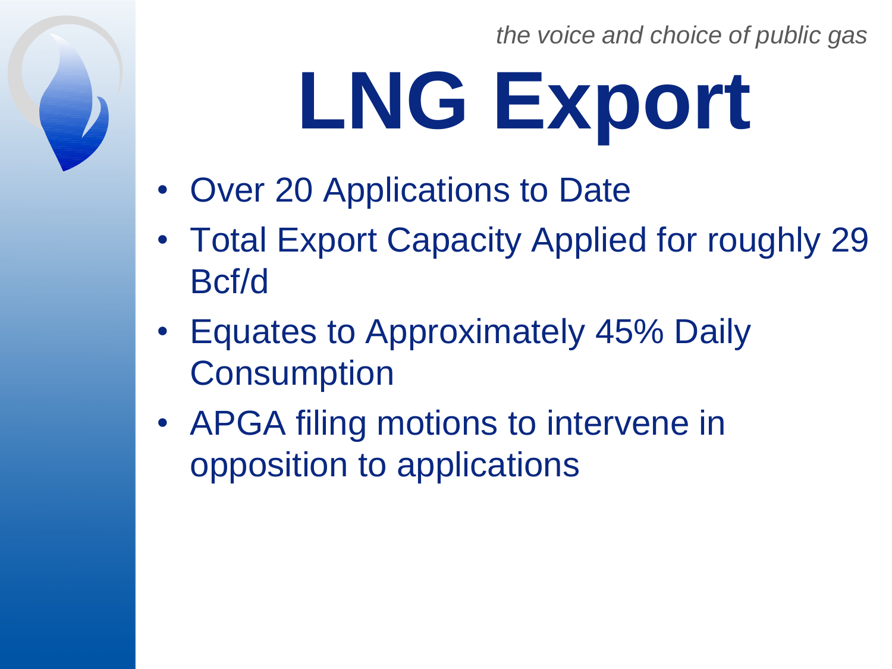*the voice and choice of public gas*

# LNG Export

- Over 20 Applications to Date
- Total Export Capacity Applied for roughly 29 Bcf/d
- Equates to Approximately 45% Daily Consumption
- APGA filing motions to intervene in opposition to applications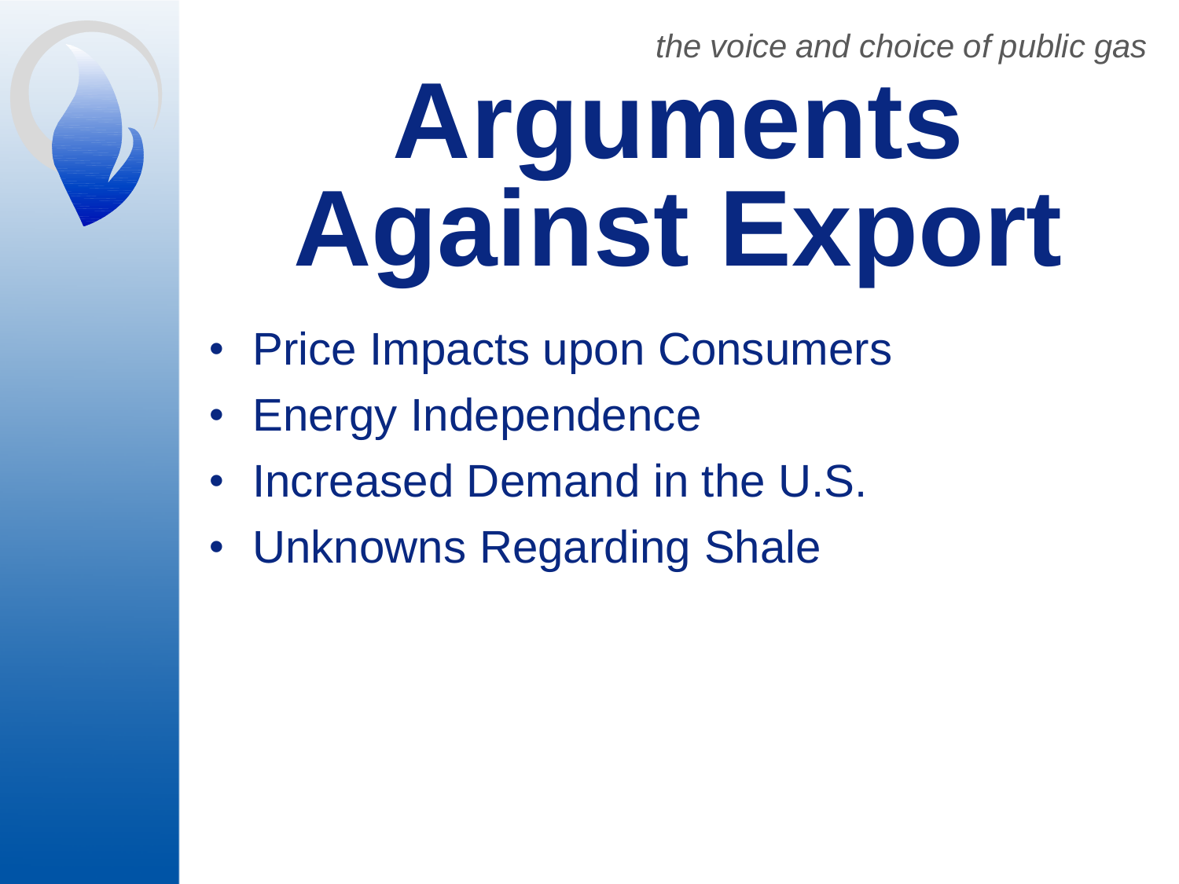# Arguments Against Export

- Price Impacts upon Consumers
- Energy Independence
- Increased Demand in the U.S.
- Unknowns Regarding Shale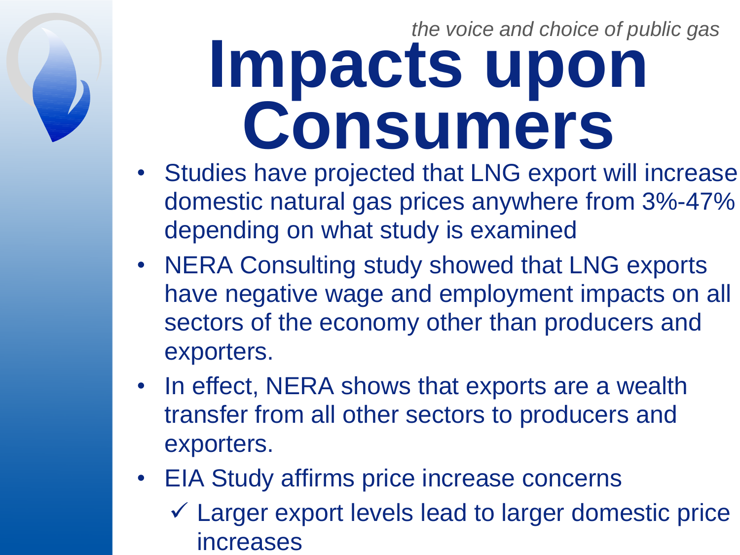*the voice and choice of public gas*

# Impacts upon Consumers

- Studies have projected that LNG export will increase domestic natural gas prices anywhere from 3%-47% depending on what study is examined
- NERA Consulting study showed that LNG exports have negative wage and employment impacts on all sectors of the economy other than producers and exporters.
- In effect, NERA shows that exports are a wealth transfer from all other sectors to producers and exporters.
- EIA Study affirms price increase concerns
  - ✓ Larger export levels lead to larger domestic price increases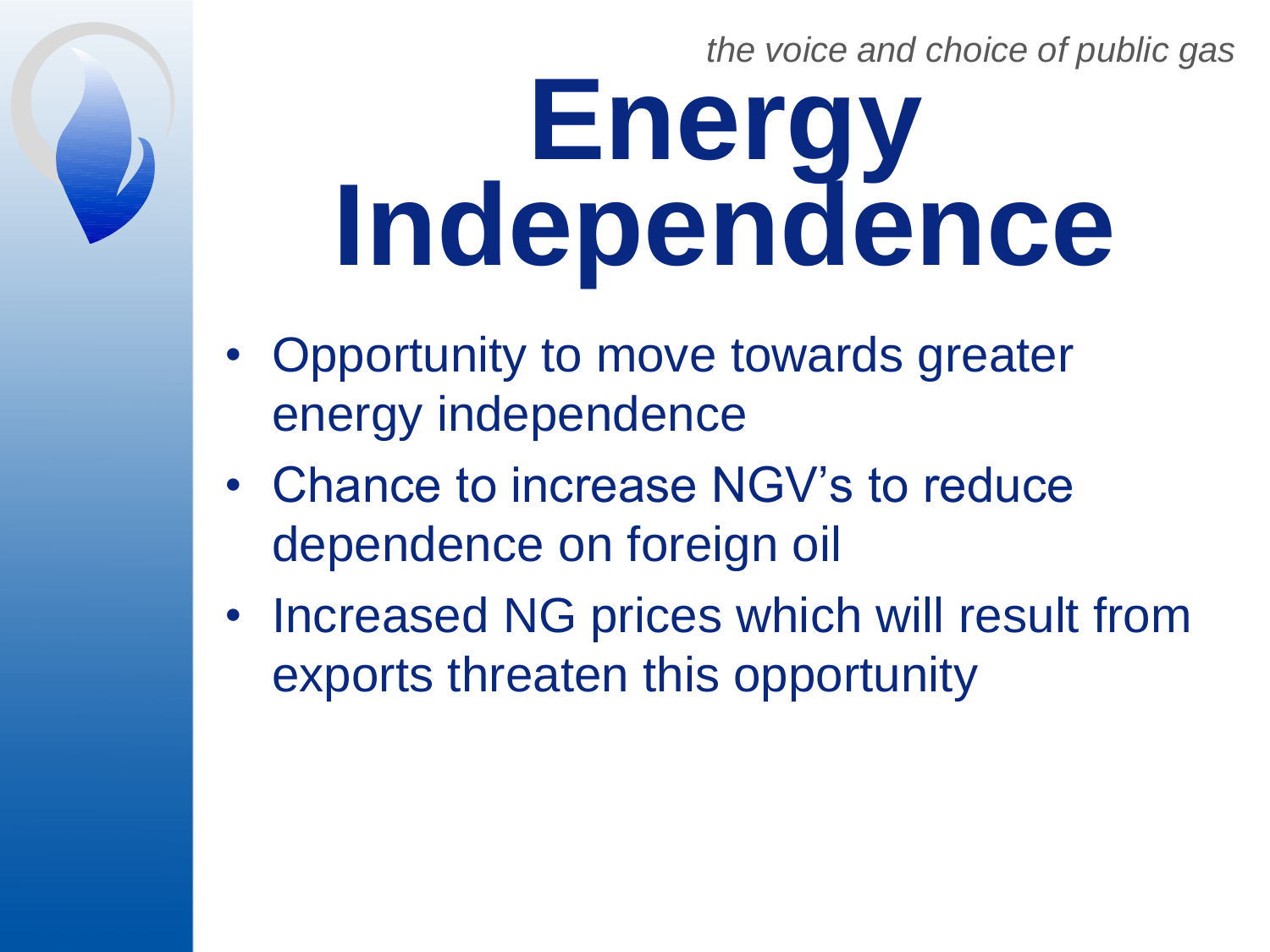# Energy Independence

- Opportunity to move towards greater energy independence
- Chance to increase NGV's to reduce dependence on foreign oil
- Increased NG prices which will result from exports threaten this opportunity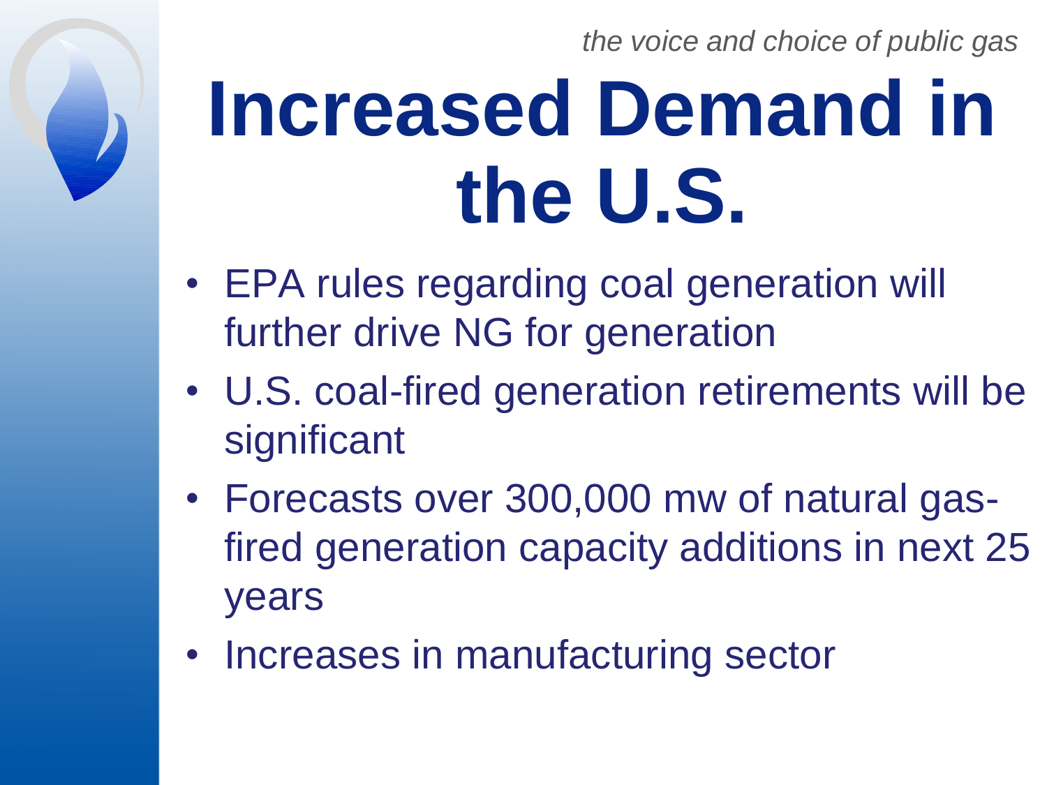# Increased Demand in the U.S.

- EPA rules regarding coal generation will further drive NG for generation
- U.S. coal-fired generation retirements will be significant
- Forecasts over 300,000 mw of natural gas-fired generation capacity additions in next 25 years
- Increases in manufacturing sector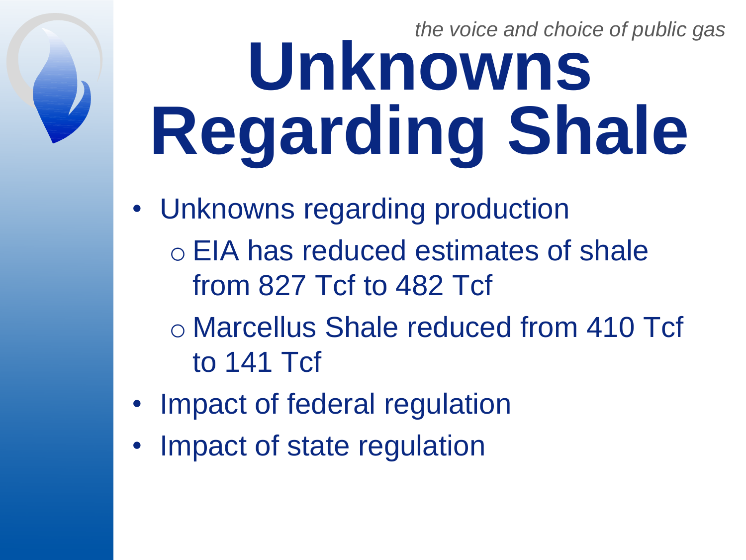# Unknowns Regarding Shale

- Unknowns regarding production
  - EIA has reduced estimates of shale from 827 Tcf to 482 Tcf
  - Marcellus Shale reduced from 410 Tcf to 141 Tcf
- Impact of federal regulation
- Impact of state regulation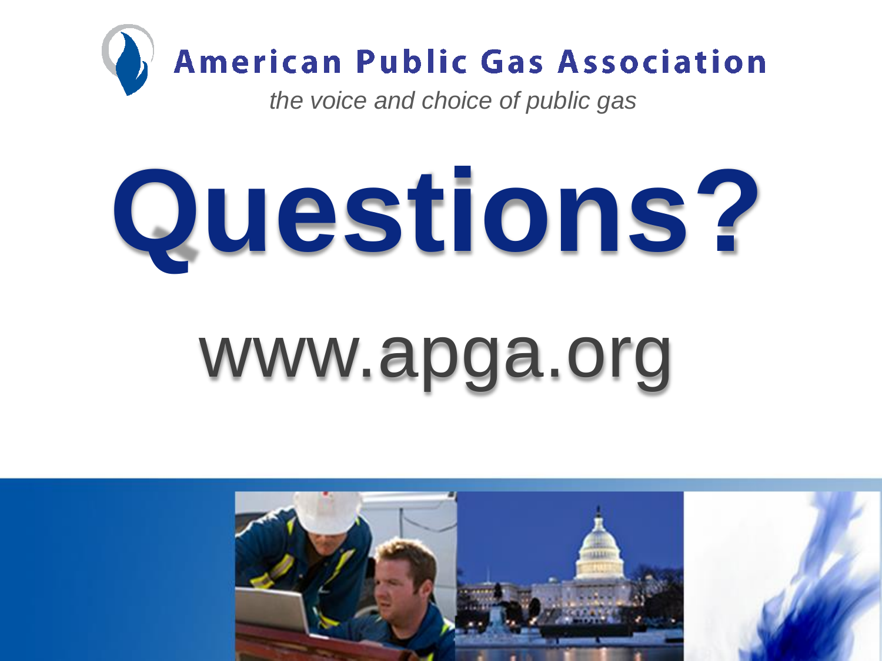American Public Gas Association

*the voice and choice of public gas*

# Questions?

www.apga.org